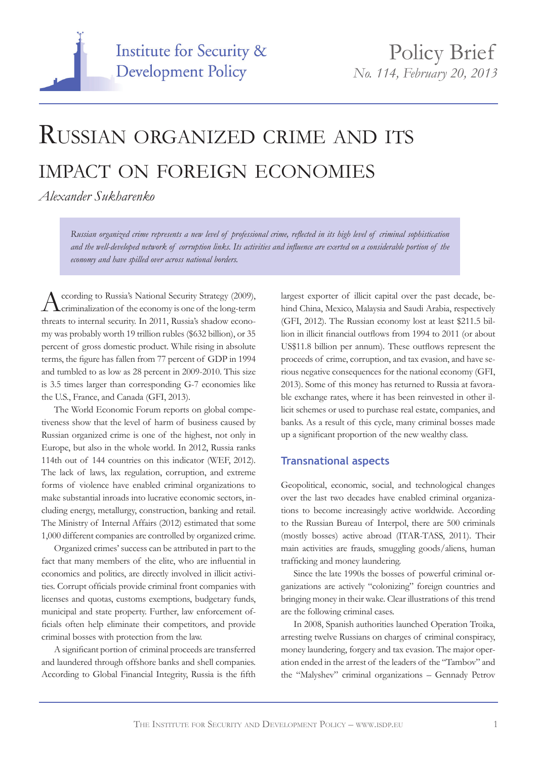Institute for Security & Development Policy

Policy Brief
*No. 114, February 20, 2013*

# Russian organized crime and its impact on foreign economies

*Alexander Sukharenko*

*Russian organized crime represents a new level of professional crime, reflected in its high level of criminal sophistication and the well-developed network of corruption links. Its activities and influence are exerted on a considerable portion of the economy and have spilled over across national borders.*

According to Russia's National Security Strategy (2009), criminalization of the economy is one of the long-term threats to internal security. In 2011, Russia's shadow economy was probably worth 19 trillion rubles ($632 billion), or 35 percent of gross domestic product. While rising in absolute terms, the figure has fallen from 77 percent of GDP in 1994 and tumbled to as low as 28 percent in 2009-2010. This size is 3.5 times larger than corresponding G-7 economies like the U.S., France, and Canada (GFI, 2013).

The World Economic Forum reports on global competiveness show that the level of harm of business caused by Russian organized crime is one of the highest, not only in Europe, but also in the whole world. In 2012, Russia ranks 114th out of 144 countries on this indicator (WEF, 2012). The lack of laws, lax regulation, corruption, and extreme forms of violence have enabled criminal organizations to make substantial inroads into lucrative economic sectors, including energy, metallurgy, construction, banking and retail. The Ministry of Internal Affairs (2012) estimated that some 1,000 different companies are controlled by organized crime.

Organized crimes' success can be attributed in part to the fact that many members of the elite, who are influential in economics and politics, are directly involved in illicit activities. Corrupt officials provide criminal front companies with licenses and quotas, customs exemptions, budgetary funds, municipal and state property. Further, law enforcement officials often help eliminate their competitors, and provide criminal bosses with protection from the law.

A significant portion of criminal proceeds are transferred and laundered through offshore banks and shell companies. According to Global Financial Integrity, Russia is the fifth largest exporter of illicit capital over the past decade, behind China, Mexico, Malaysia and Saudi Arabia, respectively (GFI, 2012). The Russian economy lost at least $211.5 billion in illicit financial outflows from 1994 to 2011 (or about US$11.8 billion per annum). These outflows represent the proceeds of crime, corruption, and tax evasion, and have serious negative consequences for the national economy (GFI, 2013). Some of this money has returned to Russia at favorable exchange rates, where it has been reinvested in other illicit schemes or used to purchase real estate, companies, and banks. As a result of this cycle, many criminal bosses made up a significant proportion of the new wealthy class.

## Transnational aspects

Geopolitical, economic, social, and technological changes over the last two decades have enabled criminal organizations to become increasingly active worldwide. According to the Russian Bureau of Interpol, there are 500 criminals (mostly bosses) active abroad (ITAR-TASS, 2011). Their main activities are frauds, smuggling goods/aliens, human trafficking and money laundering.

Since the late 1990s the bosses of powerful criminal organizations are actively "colonizing" foreign countries and bringing money in their wake. Clear illustrations of this trend are the following criminal cases.

In 2008, Spanish authorities launched Operation Troika, arresting twelve Russians on charges of criminal conspiracy, money laundering, forgery and tax evasion. The major operation ended in the arrest of the leaders of the "Tambov" and the "Malyshev" criminal organizations – Gennady Petrov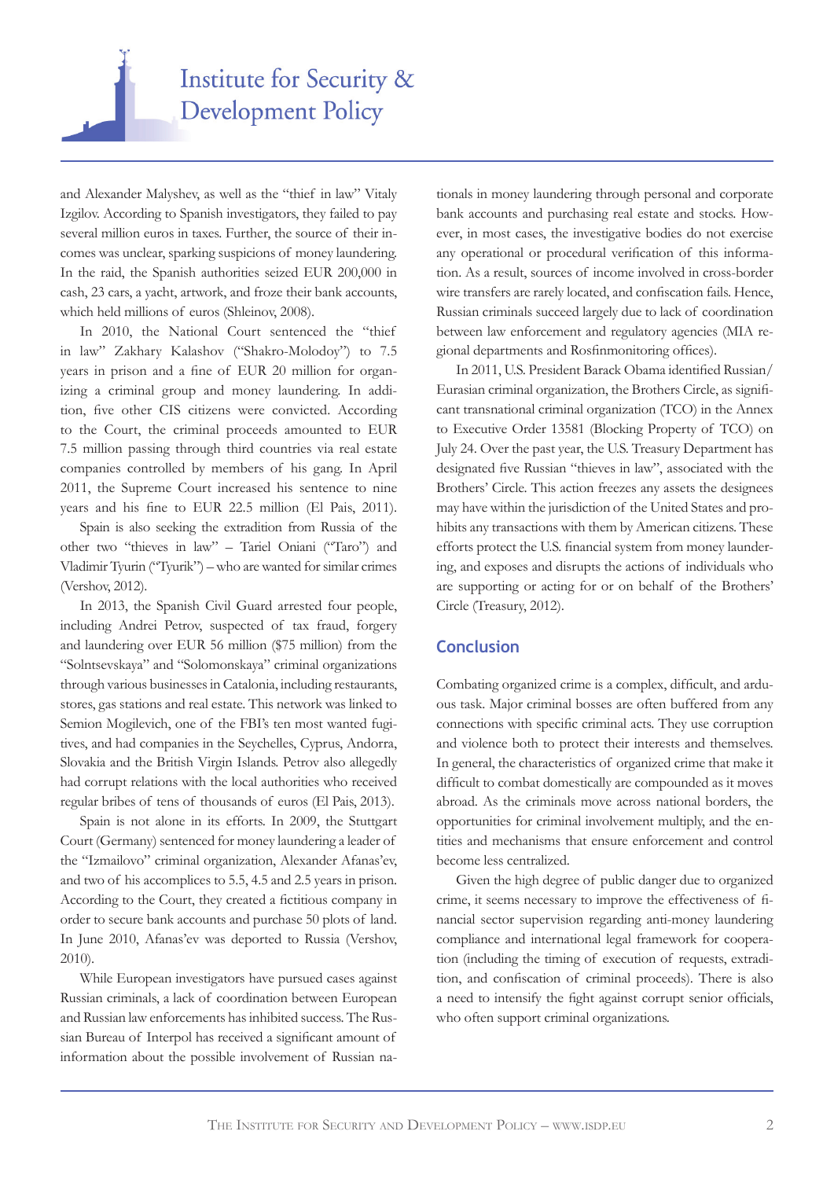and Alexander Malyshev, as well as the "thief in law" Vitaly Izgilov. According to Spanish investigators, they failed to pay several million euros in taxes. Further, the source of their incomes was unclear, sparking suspicions of money laundering. In the raid, the Spanish authorities seized EUR 200,000 in cash, 23 cars, a yacht, artwork, and froze their bank accounts, which held millions of euros (Shleinov, 2008).

In 2010, the National Court sentenced the "thief in law" Zakhary Kalashov ("Shakro-Molodoy") to 7.5 years in prison and a fine of EUR 20 million for organizing a criminal group and money laundering. In addition, five other CIS citizens were convicted. According to the Court, the criminal proceeds amounted to EUR 7.5 million passing through third countries via real estate companies controlled by members of his gang. In April 2011, the Supreme Court increased his sentence to nine years and his fine to EUR 22.5 million (El Pais, 2011).

Spain is also seeking the extradition from Russia of the other two "thieves in law" – Tariel Oniani ("Taro") and Vladimir Tyurin ("Tyurik") – who are wanted for similar crimes (Vershov, 2012).

In 2013, the Spanish Civil Guard arrested four people, including Andrei Petrov, suspected of tax fraud, forgery and laundering over EUR 56 million ($75 million) from the "Solntsevskaya" and "Solomonskaya" criminal organizations through various businesses in Catalonia, including restaurants, stores, gas stations and real estate. This network was linked to Semion Mogilevich, one of the FBI's ten most wanted fugitives, and had companies in the Seychelles, Cyprus, Andorra, Slovakia and the British Virgin Islands. Petrov also allegedly had corrupt relations with the local authorities who received regular bribes of tens of thousands of euros (El Pais, 2013).

Spain is not alone in its efforts. In 2009, the Stuttgart Court (Germany) sentenced for money laundering a leader of the "Izmailovo" criminal organization, Alexander Afanas'ev, and two of his accomplices to 5.5, 4.5 and 2.5 years in prison. According to the Court, they created a fictitious company in order to secure bank accounts and purchase 50 plots of land. In June 2010, Afanas'ev was deported to Russia (Vershov, 2010).

While European investigators have pursued cases against Russian criminals, a lack of coordination between European and Russian law enforcements has inhibited success. The Russian Bureau of Interpol has received a significant amount of information about the possible involvement of Russian nationals in money laundering through personal and corporate bank accounts and purchasing real estate and stocks. However, in most cases, the investigative bodies do not exercise any operational or procedural verification of this information. As a result, sources of income involved in cross-border wire transfers are rarely located, and confiscation fails. Hence, Russian criminals succeed largely due to lack of coordination between law enforcement and regulatory agencies (MIA regional departments and Rosfinmonitoring offices).

In 2011, U.S. President Barack Obama identified Russian/Eurasian criminal organization, the Brothers Circle, as significant transnational criminal organization (TCO) in the Annex to Executive Order 13581 (Blocking Property of TCO) on July 24. Over the past year, the U.S. Treasury Department has designated five Russian "thieves in law", associated with the Brothers' Circle. This action freezes any assets the designees may have within the jurisdiction of the United States and prohibits any transactions with them by American citizens. These efforts protect the U.S. financial system from money laundering, and exposes and disrupts the actions of individuals who are supporting or acting for or on behalf of the Brothers' Circle (Treasury, 2012).

## Conclusion

Combating organized crime is a complex, difficult, and arduous task. Major criminal bosses are often buffered from any connections with specific criminal acts. They use corruption and violence both to protect their interests and themselves. In general, the characteristics of organized crime that make it difficult to combat domestically are compounded as it moves abroad. As the criminals move across national borders, the opportunities for criminal involvement multiply, and the entities and mechanisms that ensure enforcement and control become less centralized.

Given the high degree of public danger due to organized crime, it seems necessary to improve the effectiveness of financial sector supervision regarding anti-money laundering compliance and international legal framework for cooperation (including the timing of execution of requests, extradition, and confiscation of criminal proceeds). There is also a need to intensify the fight against corrupt senior officials, who often support criminal organizations.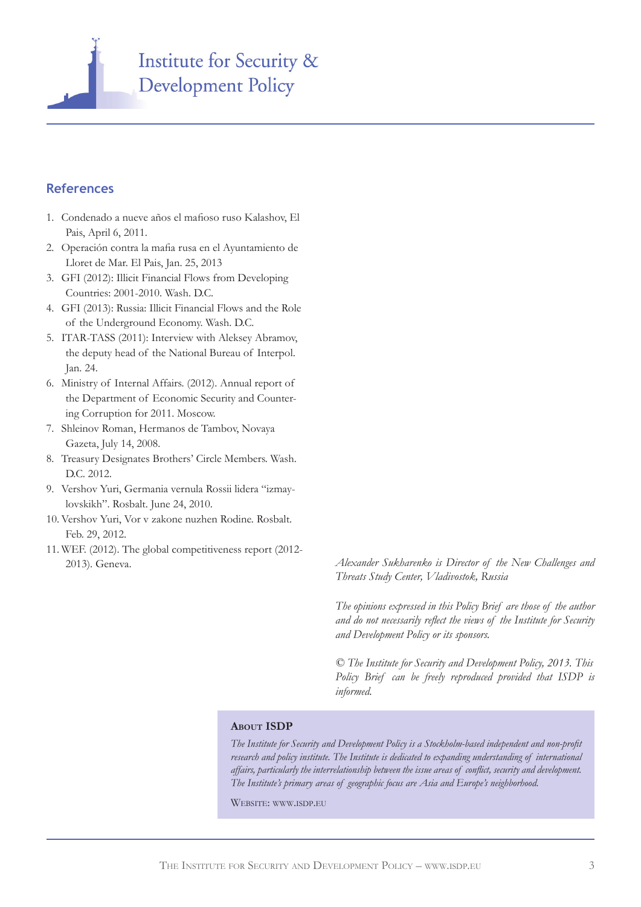## References

1. Condenado a nueve años el mafioso ruso Kalashov, El Pais, April 6, 2011.
2. Operación contra la mafia rusa en el Ayuntamiento de Lloret de Mar. El Pais, Jan. 25, 2013
3. GFI (2012): Illicit Financial Flows from Developing Countries: 2001-2010. Wash. D.C.
4. GFI (2013): Russia: Illicit Financial Flows and the Role of the Underground Economy. Wash. D.C.
5. ITAR-TASS (2011): Interview with Aleksey Abramov, the deputy head of the National Bureau of Interpol. Jan. 24.
6. Ministry of Internal Affairs. (2012). Annual report of the Department of Economic Security and Countering Corruption for 2011. Moscow.
7. Shleinov Roman, Hermanos de Tambov, Novaya Gazeta, July 14, 2008.
8. Treasury Designates Brothers' Circle Members. Wash. D.C. 2012.
9. Vershov Yuri, Germania vernula Rossii lidera "izmaylovskikh". Rosbalt. June 24, 2010.
10. Vershov Yuri, Vor v zakone nuzhen Rodine. Rosbalt. Feb. 29, 2012.
11. WEF. (2012). The global competitiveness report (2012-2013). Geneva.

*Alexander Sukharenko is Director of the New Challenges and Threats Study Center, Vladivostok, Russia*

*The opinions expressed in this Policy Brief are those of the author and do not necessarily reflect the views of the Institute for Security and Development Policy or its sponsors.*

*© The Institute for Security and Development Policy, 2013. This Policy Brief can be freely reproduced provided that ISDP is informed.*

**About ISDP**

*The Institute for Security and Development Policy is a Stockholm-based independent and non-profit research and policy institute. The Institute is dedicated to expanding understanding of international affairs, particularly the interrelationship between the issue areas of conflict, security and development. The Institute's primary areas of geographic focus are Asia and Europe's neighborhood.*

Website: www.isdp.eu